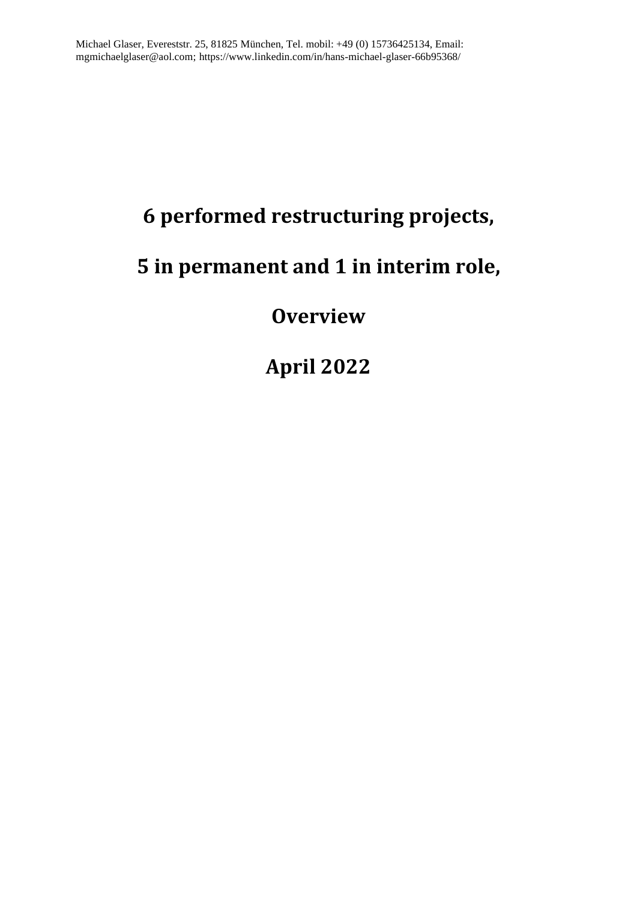Michael Glaser, Evereststr. 25, 81825 München, Tel. mobil: +49 (0) 15736425134, Email: mgmichaelglaser@aol.com; https://www.linkedin.com/in/hans-michael-glaser-66b95368/

# 6 performed restructuring projects,

# 5 in permanent and 1 in interim role,

# Overview

# April 2022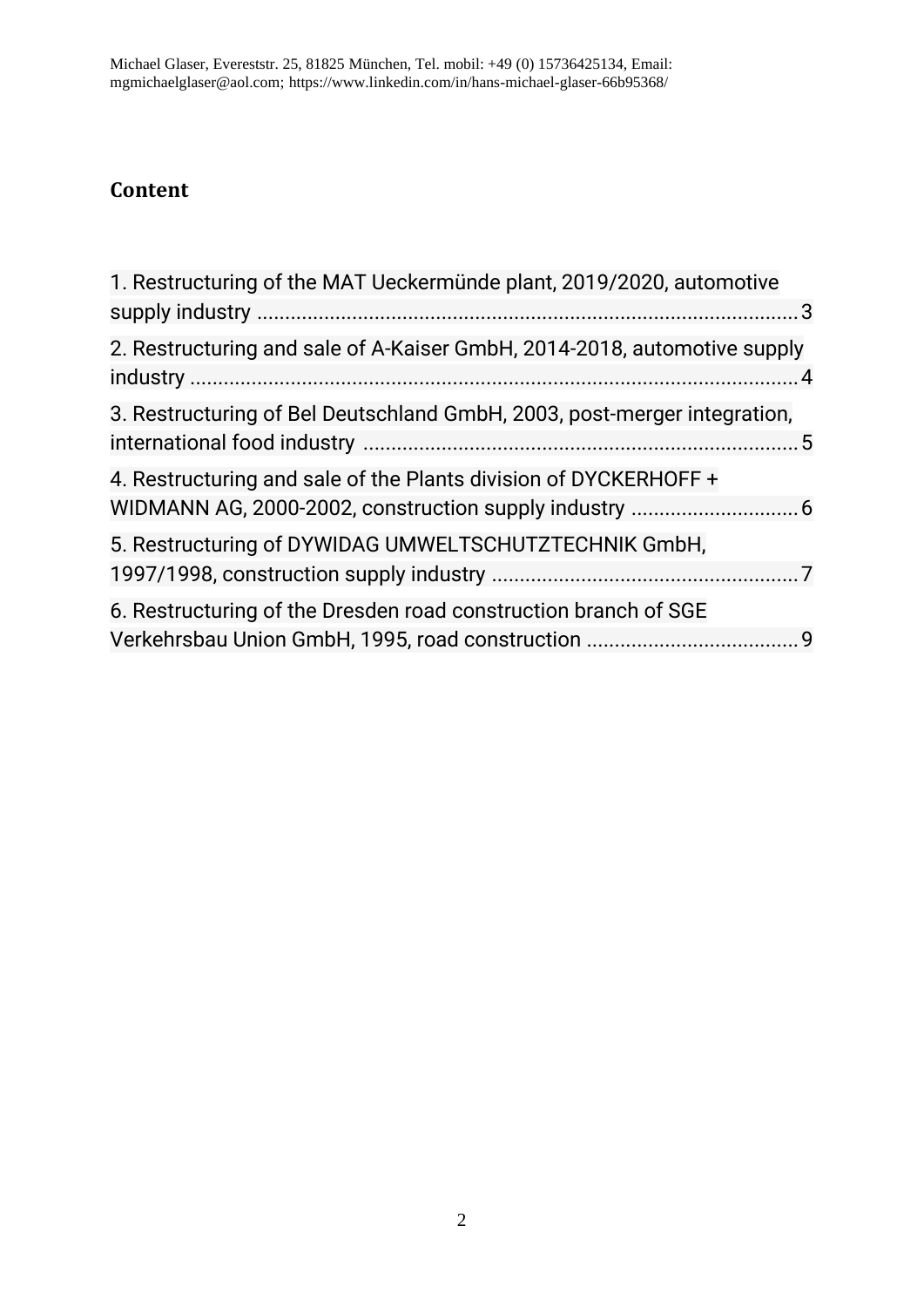## Content

1. Restructuring of the MAT Ueckermünde plant, 2019/2020, automotive supply industry ........ 3
2. Restructuring and sale of A-Kaiser GmbH, 2014-2018, automotive supply industry ........ 4
3. Restructuring of Bel Deutschland GmbH, 2003, post-merger integration, international food industry ........ 5
4. Restructuring and sale of the Plants division of DYCKERHOFF + WIDMANN AG, 2000-2002, construction supply industry ........ 6
5. Restructuring of DYWIDAG UMWELTSCHUTZTECHNIK GmbH, 1997/1998, construction supply industry ........ 7
6. Restructuring of the Dresden road construction branch of SGE Verkehrsbau Union GmbH, 1995, road construction ........ 9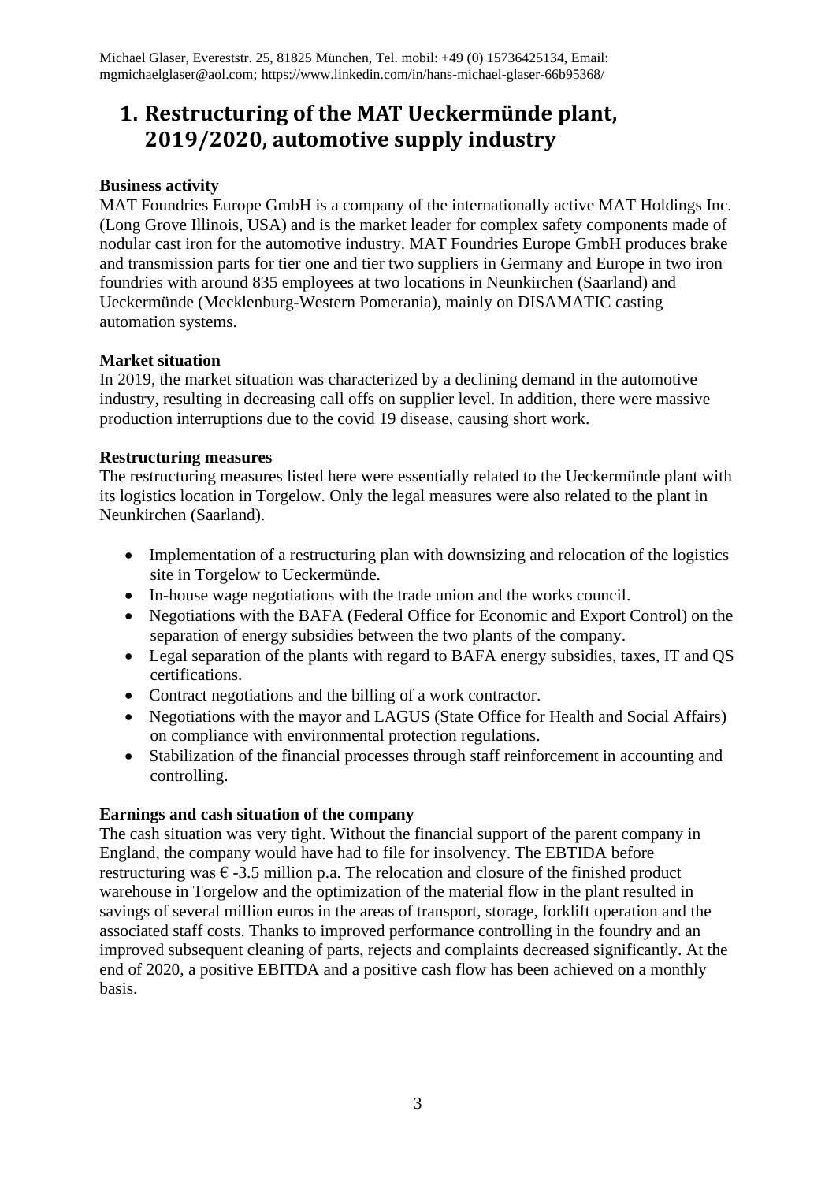# 1. Restructuring of the MAT Ueckermünde plant, 2019/2020, automotive supply industry

**Business activity**

MAT Foundries Europe GmbH is a company of the internationally active MAT Holdings Inc. (Long Grove Illinois, USA) and is the market leader for complex safety components made of nodular cast iron for the automotive industry. MAT Foundries Europe GmbH produces brake and transmission parts for tier one and tier two suppliers in Germany and Europe in two iron foundries with around 835 employees at two locations in Neunkirchen (Saarland) and Ueckermünde (Mecklenburg-Western Pomerania), mainly on DISAMATIC casting automation systems.

**Market situation**

In 2019, the market situation was characterized by a declining demand in the automotive industry, resulting in decreasing call offs on supplier level. In addition, there were massive production interruptions due to the covid 19 disease, causing short work.

**Restructuring measures**

The restructuring measures listed here were essentially related to the Ueckermünde plant with its logistics location in Torgelow. Only the legal measures were also related to the plant in Neunkirchen (Saarland).

- Implementation of a restructuring plan with downsizing and relocation of the logistics site in Torgelow to Ueckermünde.
- In-house wage negotiations with the trade union and the works council.
- Negotiations with the BAFA (Federal Office for Economic and Export Control) on the separation of energy subsidies between the two plants of the company.
- Legal separation of the plants with regard to BAFA energy subsidies, taxes, IT and QS certifications.
- Contract negotiations and the billing of a work contractor.
- Negotiations with the mayor and LAGUS (State Office for Health and Social Affairs) on compliance with environmental protection regulations.
- Stabilization of the financial processes through staff reinforcement in accounting and controlling.

**Earnings and cash situation of the company**

The cash situation was very tight. Without the financial support of the parent company in England, the company would have had to file for insolvency. The EBTIDA before restructuring was € -3.5 million p.a. The relocation and closure of the finished product warehouse in Torgelow and the optimization of the material flow in the plant resulted in savings of several million euros in the areas of transport, storage, forklift operation and the associated staff costs. Thanks to improved performance controlling in the foundry and an improved subsequent cleaning of parts, rejects and complaints decreased significantly. At the end of 2020, a positive EBITDA and a positive cash flow has been achieved on a monthly basis.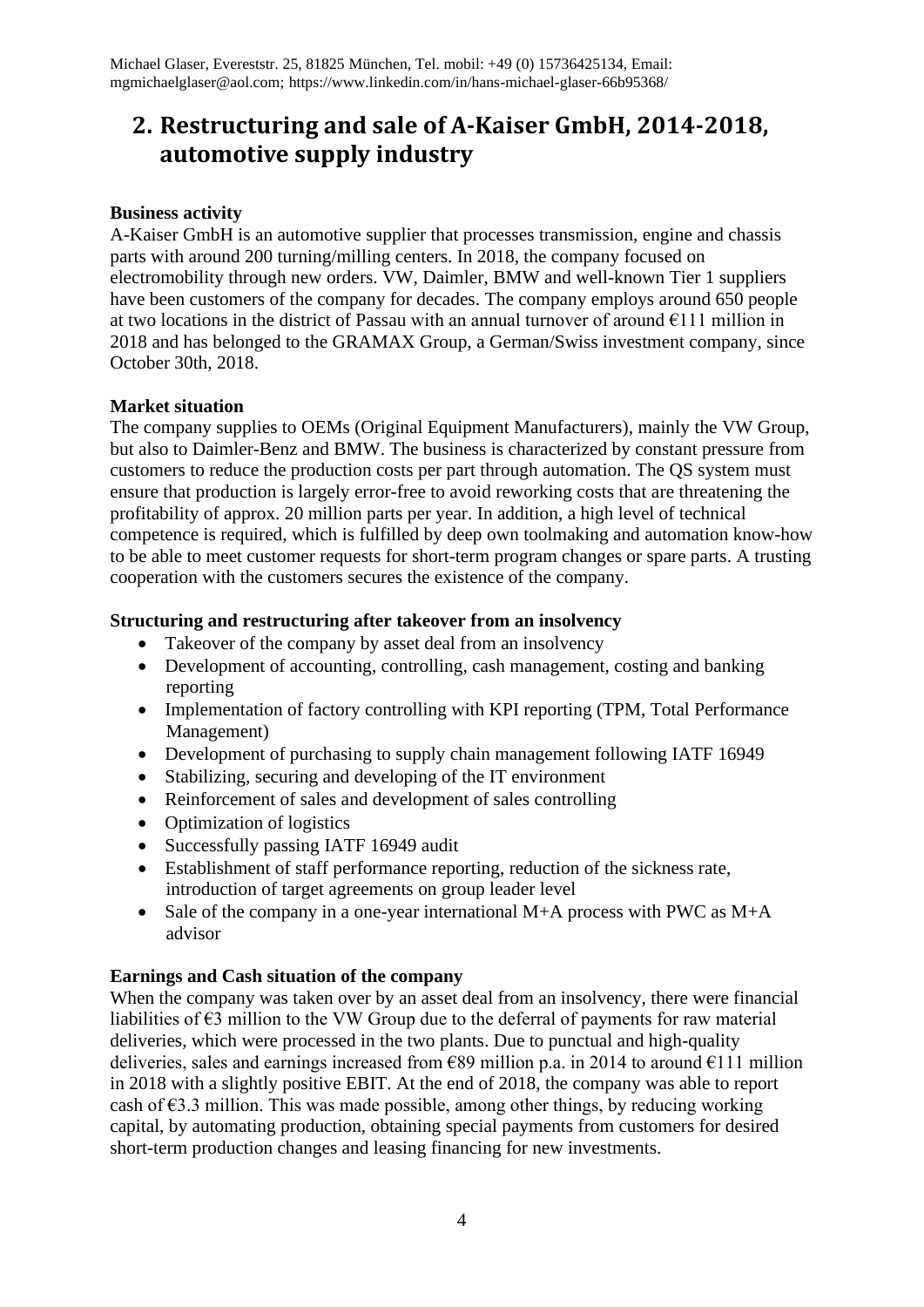Michael Glaser, Everestst. 25, 81825 München, Tel. mobil: +49 (0) 15736425134, Email: mgmichaelglaser@aol.com; https://www.linkedin.com/in/hans-michael-glaser-66b95368/

## 2. Restructuring and sale of A-Kaiser GmbH, 2014-2018, automotive supply industry

**Business activity**
A-Kaiser GmbH is an automotive supplier that processes transmission, engine and chassis parts with around 200 turning/milling centers. In 2018, the company focused on electromobility through new orders. VW, Daimler, BMW and well-known Tier 1 suppliers have been customers of the company for decades. The company employs around 650 people at two locations in the district of Passau with an annual turnover of around €111 million in 2018 and has belonged to the GRAMAX Group, a German/Swiss investment company, since October 30th, 2018.

**Market situation**
The company supplies to OEMs (Original Equipment Manufacturers), mainly the VW Group, but also to Daimler-Benz and BMW. The business is characterized by constant pressure from customers to reduce the production costs per part through automation. The QS system must ensure that production is largely error-free to avoid reworking costs that are threatening the profitability of approx. 20 million parts per year. In addition, a high level of technical competence is required, which is fulfilled by deep own toolmaking and automation know-how to be able to meet customer requests for short-term program changes or spare parts. A trusting cooperation with the customers secures the existence of the company.

**Structuring and restructuring after takeover from an insolvency**

- Takeover of the company by asset deal from an insolvency
- Development of accounting, controlling, cash management, costing and banking reporting
- Implementation of factory controlling with KPI reporting (TPM, Total Performance Management)
- Development of purchasing to supply chain management following IATF 16949
- Stabilizing, securing and developing of the IT environment
- Reinforcement of sales and development of sales controlling
- Optimization of logistics
- Successfully passing IATF 16949 audit
- Establishment of staff performance reporting, reduction of the sickness rate, introduction of target agreements on group leader level
- Sale of the company in a one-year international M+A process with PWC as M+A advisor

**Earnings and Cash situation of the company**
When the company was taken over by an asset deal from an insolvency, there were financial liabilities of €3 million to the VW Group due to the deferral of payments for raw material deliveries, which were processed in the two plants. Due to punctual and high-quality deliveries, sales and earnings increased from €89 million p.a. in 2014 to around €111 million in 2018 with a slightly positive EBIT. At the end of 2018, the company was able to report cash of €3.3 million. This was made possible, among other things, by reducing working capital, by automating production, obtaining special payments from customers for desired short-term production changes and leasing financing for new investments.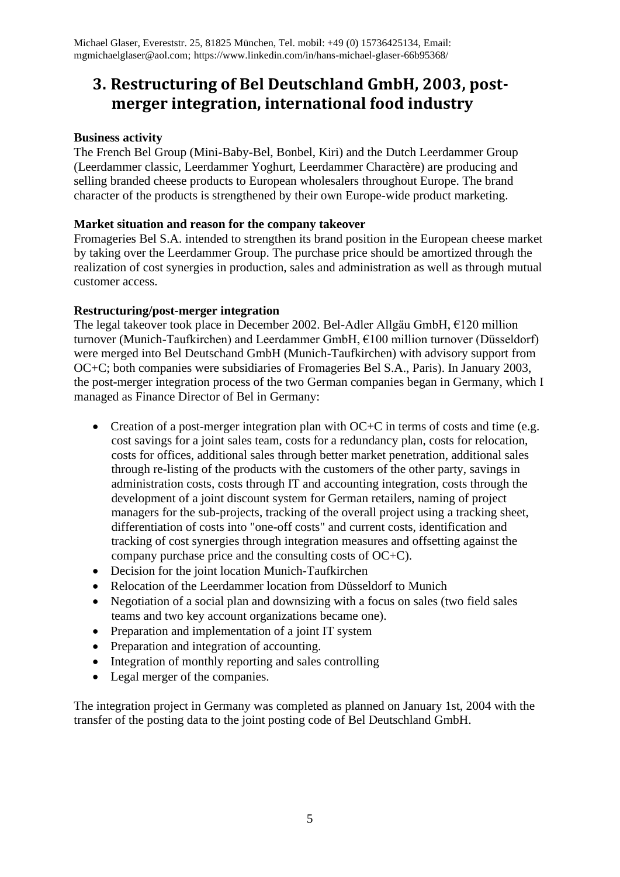Michael Glaser, Everestst. 25, 81825 München, Tel. mobil: +49 (0) 15736425134, Email: mgmichaelglaser@aol.com; https://www.linkedin.com/in/hans-michael-glaser-66b95368/

# 3. Restructuring of Bel Deutschland GmbH, 2003, post-merger integration, international food industry

**Business activity**

The French Bel Group (Mini-Baby-Bel, Bonbel, Kiri) and the Dutch Leerdammer Group (Leerdammer classic, Leerdammer Yoghurt, Leerdammer Charactère) are producing and selling branded cheese products to Yoghurt European wholesalers throughout Europe. The brand character of the products is strengthened by their own Europe-wide product marketing.

**Market situation and reason for the company takeover**

Fromageries Bel S.A. intended to strengthen its brand position in the European cheese market by taking over the Leerdammer Group. The purchase price should be amortized through the realization of cost synergies in production, sales and administration as well as through mutual customer access.

**Restructuring/post-merger integration**

The legal takeover took place in December 2002. Bel-Adler Allgäu GmbH, €120 million turnover (Munich-Taufkirchen) and Leerdammer GmbH, €100 million turnover (Düsseldorf) were merged into Bel Deutschand GmbH (Munich-Taufkirchen) with advisory support from OC+C; both companies were subsidiaries of Fromageries Bel S.A., Paris). In January 2003, the post-merger integration process of the two German companies began in Germany, which I managed as Finance Director of Bel in Germany:

- Creation of a post-merger integration plan with OC+C in terms of costs and time (e.g. cost savings for a joint sales team, costs for a redundancy plan, costs for relocation, costs for offices, additional sales through better market penetration, additional sales through re-listing of the products with the customers of the other party, savings in administration costs, costs through IT and accounting integration, costs through the development of a joint discount system for German retailers, naming of project managers for the sub-projects, tracking of the overall project using a tracking sheet, differentiation of costs into "one-off costs" and current costs, identification and tracking of cost synergies through integration measures and offsetting against the company purchase price and the consulting costs of OC+C).
- Decision for the joint location Munich-Taufkirchen
- Relocation of the Leerdammer location from Düsseldorf to Munich
- Negotiation of a social plan and downsizing with a focus on sales (two field sales teams and two key account organizations became one).
- Preparation and implementation of a joint IT system
- Preparation and integration of accounting.
- Integration of monthly reporting and sales controlling
- Legal merger of the companies.

The integration project in Germany was completed as planned on January 1st, 2004 with the transfer of the posting data to the joint posting code of Bel Deutschland GmbH.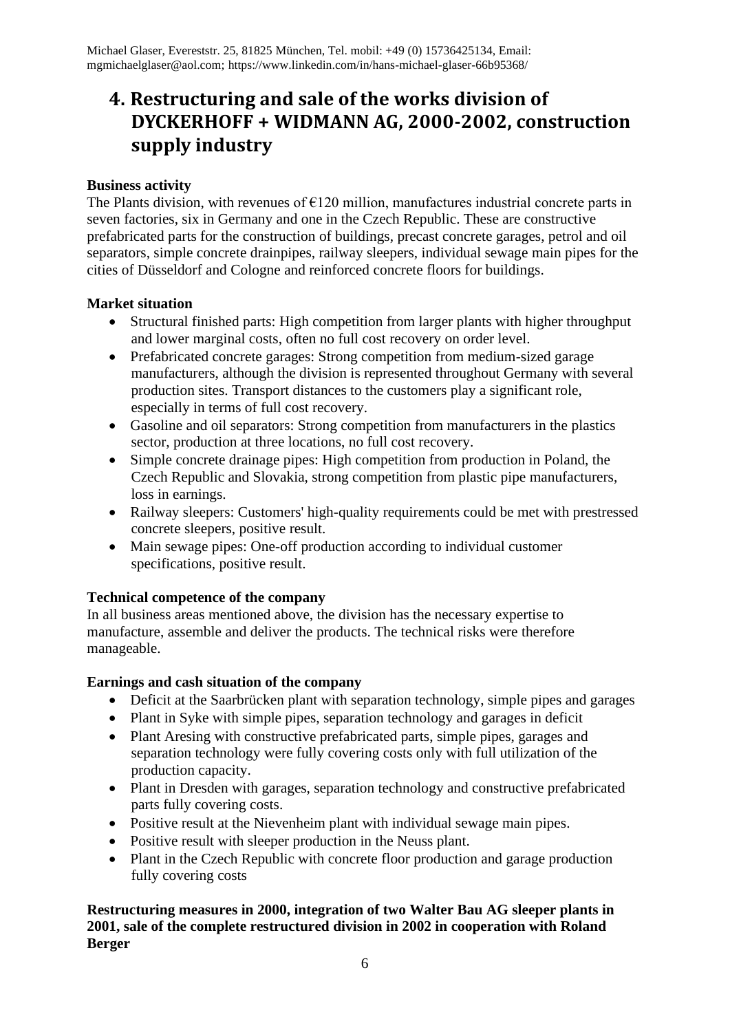# 4. Restructuring and sale of the works division of DYCKERHOFF + WIDMANN AG, 2000-2002, construction supply industry

**Business activity**

The Plants division, with revenues of €120 million, manufactures industrial concrete parts in seven factories, six in Germany and one in the Czech Republic. These are constructive prefabricated parts for the construction of buildings, precast concrete garages, petrol and oil separators, simple concrete drainpipes, railway sleepers, individual sewage main pipes for the cities of Düsseldorf and Cologne and reinforced concrete floors for buildings.

**Market situation**

- Structural finished parts: High competition from larger plants with higher throughput and lower marginal costs, often no full cost recovery on order level.
- Prefabricated concrete garages: Strong competition from medium-sized garage manufacturers, although the division is represented throughout Germany with several production sites. Transport distances to the customers play a significant role, especially in terms of full cost recovery.
- Gasoline and oil separators: Strong competition from manufacturers in the plastics sector, production at three locations, no full cost recovery.
- Simple concrete drainage pipes: High competition from production in Poland, the Czech Republic and Slovakia, strong competition from plastic pipe manufacturers, loss in earnings.
- Railway sleepers: Customers' high-quality requirements could be met with prestressed concrete sleepers, positive result.
- Main sewage pipes: One-off production according to individual customer specifications, positive result.

**Technical competence of the company**

In all business areas mentioned above, the division has the necessary expertise to manufacture, assemble and deliver the products. The technical risks were therefore manageable.

**Earnings and cash situation of the company**

- Deficit at the Saarbrücken plant with separation technology, simple pipes and garages
- Plant in Syke with simple pipes, separation technology and garages in deficit
- Plant Aresing with constructive prefabricated parts, simple pipes, garages and separation technology were fully covering costs only with full utilization of the production capacity.
- Plant in Dresden with garages, separation technology and constructive prefabricated parts fully covering costs.
- Positive result at the Nievenheim plant with individual sewage main pipes.
- Positive result with sleeper production in the Neuss plant.
- Plant in the Czech Republic with concrete floor production and garage production fully covering costs

**Restructuring measures in 2000, integration of two Walter Bau AG sleeper plants in 2001, sale of the complete restructured division in 2002 in cooperation with Roland Berger**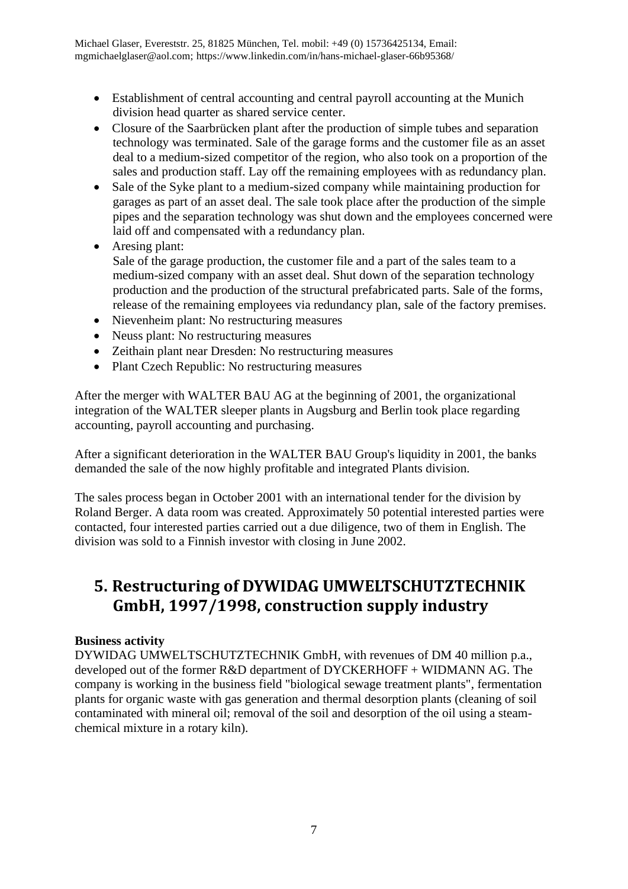- Establishment of central accounting and central payroll accounting at the Munich division head quarter as shared service center.
- Closure of the Saarbrücken plant after the production of simple tubes and separation technology was terminated. Sale of the garage forms and the customer file as an asset deal to a medium-sized competitor of the region, who also took on a proportion of the sales and production staff. Lay off the remaining employees with as redundancy plan.
- Sale of the Syke plant to a medium-sized company while maintaining production for garages as part of an asset deal. The sale took place after the production of the simple pipes and the separation technology was shut down and the employees concerned were laid off and compensated with a redundancy plan.
- Aresing plant:
  Sale of the garage production, the customer file and a part of the sales team to a medium-sized company with an asset deal. Shut down of the separation technology production and the production of the structural prefabricated parts. Sale of the forms, release of the remaining employees via redundancy plan, sale of the factory premises.
- Nievenheim plant: No restructuring measures
- Neuss plant: No restructuring measures
- Zeithain plant near Dresden: No restructuring measures
- Plant Czech Republic: No restructuring measures

After the merger with WALTER BAU AG at the beginning of 2001, the organizational integration of the WALTER sleeper plants in Augsburg and Berlin took place regarding accounting, payroll accounting and purchasing.

After a significant deterioration in the WALTER BAU Group's liquidity in 2001, the banks demanded the sale of the now highly profitable and integrated Plants division.

The sales process began in October 2001 with an international tender for the division by Roland Berger. A data room was created. Approximately 50 potential interested parties were contacted, four interested parties carried out a due diligence, two of them in English. The division was sold to a Finnish investor with closing in June 2002.

## 5. Restructuring of DYWIDAG UMWELTSCHUTZTECHNIK GmbH, 1997/1998, construction supply industry

**Business activity**
DYWIDAG UMWELTSCHUTZTECHNIK GmbH, with revenues of DM 40 million p.a., developed out of the former R&D department of DYCKERHOFF + WIDMANN AG. The company is working in the business field "biological sewage treatment plants", fermentation plants for organic waste with gas generation and thermal desorption plants (cleaning of soil contaminated with mineral oil; removal of the soil and desorption of the oil using a steam-chemical mixture in a rotary kiln).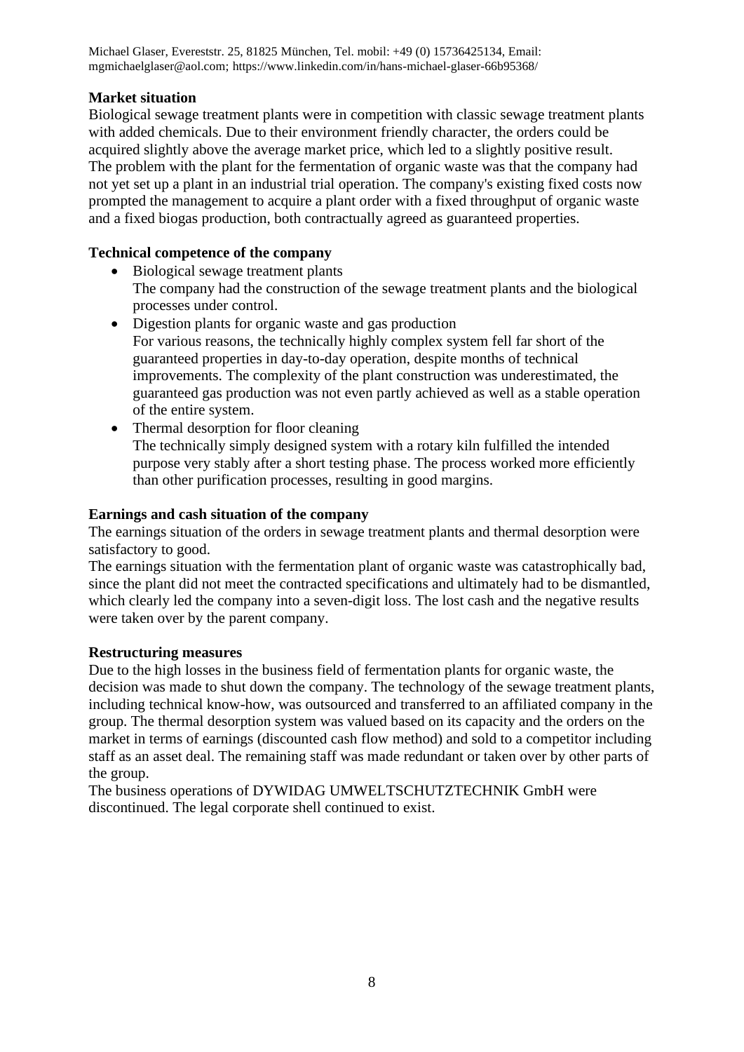**Market situation**
Biological sewage treatment plants were in competition with classic sewage treatment plants with added chemicals. Due to their environment friendly character, the orders could be acquired slightly above the average market price, which led to a slightly positive result.
The problem with the plant for the fermentation of organic waste was that the company had not yet set up a plant in an industrial trial operation. The company's existing fixed costs now prompted the management to acquire a plant order with a fixed throughput of organic waste and a fixed biogas production, both contractually agreed as guaranteed properties.

**Technical competence of the company**

- Biological sewage treatment plants
  The company had the construction of the sewage treatment plants and the biological processes under control.
- Digestion plants for organic waste and gas production
  For various reasons, the technically highly complex system fell far short of the guaranteed properties in day-to-day operation, despite months of technical improvements. The complexity of the plant construction was underestimated, the guaranteed gas production was not even partly achieved as well as a stable operation of the entire system.
- Thermal desorption for floor cleaning
  The technically simply designed system with a rotary kiln fulfilled the intended purpose very stably after a short testing phase. The process worked more efficiently than other purification processes, resulting in good margins.

**Earnings and cash situation of the company**
The earnings situation of the orders in sewage treatment plants and thermal desorption were satisfactory to good.
The earnings situation with the fermentation plant of organic waste was catastrophically bad, since the plant did not meet the contracted specifications and ultimately had to be dismantled, which clearly led the company into a seven-digit loss. The lost cash and the negative results were taken over by the parent company.

**Restructuring measures**
Due to the high losses in the business field of fermentation plants for organic waste, the decision was made to shut down the company. The technology of the sewage treatment plants, including technical know-how, was outsourced and transferred to an affiliated company in the group. The thermal desorption system was valued based on its capacity and the orders on the market in terms of earnings (discounted cash flow method) and sold to a competitor including staff as an asset deal. The remaining staff was made redundant or taken over by other parts of the group.
The business operations of DYWIDAG UMWELTSCHUTZTECHNIK GmbH were discontinued. The legal corporate shell continued to exist.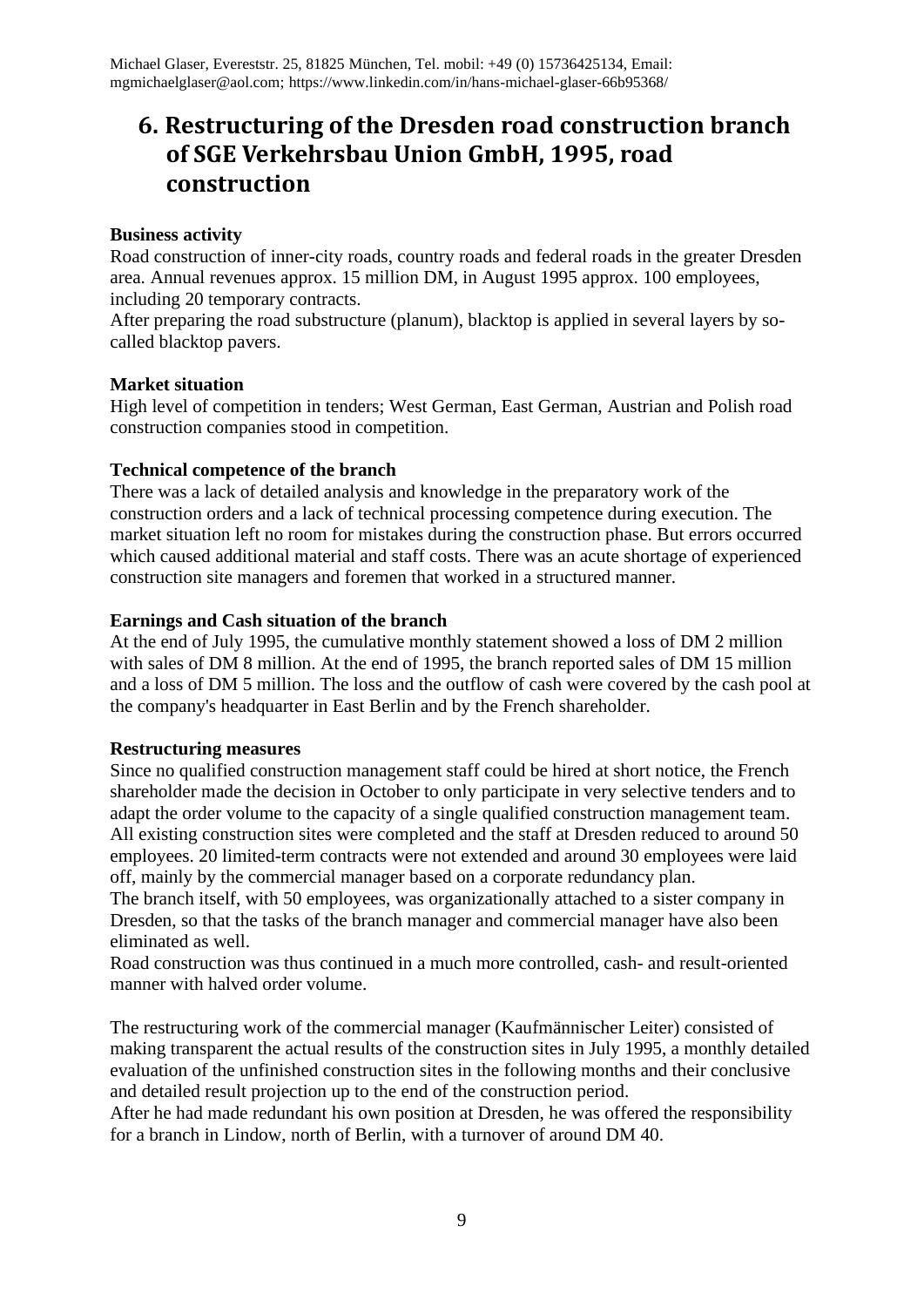# 6. Restructuring of the Dresden road construction branch of SGE Verkehrsbau Union GmbH, 1995, road construction

**Business activity**
Road construction of inner-city roads, country roads and federal roads in the greater Dresden area. Annual revenues approx. 15 million DM, in August 1995 approx. 100 employees, including 20 temporary contracts.
After preparing the road substructure (planum), blacktop is applied in several layers by so-called blacktop pavers.

**Market situation**
High level of competition in tenders; West German, East German, Austrian and Polish road construction companies stood in competition.

**Technical competence of the branch**
There was a lack of detailed analysis and knowledge in the preparatory work of the construction orders and a lack of technical processing competence during execution. The market situation left no room for mistakes during the construction phase. But errors occurred which caused additional material and staff costs. There was an acute shortage of experienced construction site managers and foremen that worked in a structured manner.

**Earnings and Cash situation of the branch**
At the end of July 1995, the cumulative monthly statement showed a loss of DM 2 million with sales of DM 8 million. At the end of 1995, the branch reported sales of DM 15 million and a loss of DM 5 million. The loss and the outflow of cash were covered by the cash pool at the company's headquarter in East Berlin and by the French shareholder.

**Restructuring measures**
Since no qualified construction management staff could be hired at short notice, the French shareholder made the decision in October to only participate in very selective tenders and to adapt the order volume to the capacity of a single qualified construction management team. All existing construction sites were completed and the staff at Dresden reduced to around 50 employees. 20 limited-term contracts were not extended and around 30 employees were laid off, mainly by the commercial manager based on a corporate redundancy plan.
The branch itself, with 50 employees, was organizationally attached to a sister company in Dresden, so that the tasks of the branch manager and commercial manager have also been eliminated as well.
Road construction was thus continued in a much more controlled, cash- and result-oriented manner with halved order volume.

The restructuring work of the commercial manager (Kaufmännischer Leiter) consisted of making transparent the actual results of the construction sites in July 1995, a monthly detailed evaluation of the unfinished construction sites in the following months and their conclusive and detailed result projection up to the end of the construction period.
After he had made redundant his own position at Dresden, he was offered the responsibility for a branch in Lindow, north of Berlin, with a turnover of around DM 40.